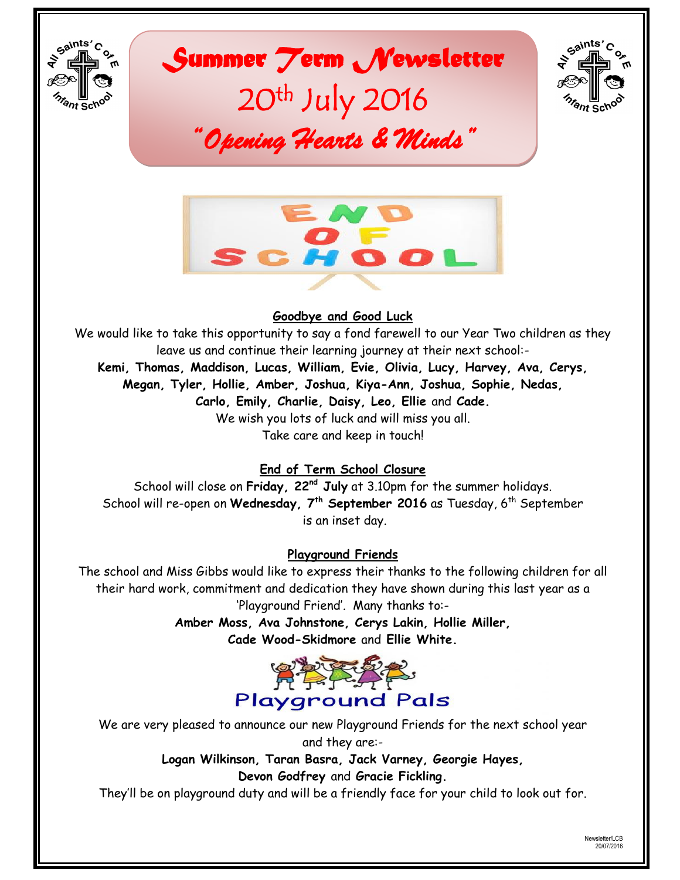# *Summer Term Newsletter*

## 20th July 2016

### *"Opening Hearts & Minds"*

END OF SCHOOL

## Goodbye and Good Luck

We would like to take this opportunity to say a fond farewell to our Year Two children as they leave us and continue their learning journey at their next school:-

**Kemi, Thomas, Maddison, Lucas, William, Evie, Olivia, Lucy, Harvey, Ava, Cerys, Megan, Tyler, Hollie, Amber, Joshua, Kiya-Ann, Joshua, Sophie, Nedas, Carlo, Emily, Charlie, Daisy, Leo, Ellie** and **Cade.**

We wish you lots of luck and will miss you all.

Take care and keep in touch!

## End of Term School Closure

School will close on **Friday, 22nd July** at 3.10pm for the summer holidays.
School will re-open on **Wednesday, 7th September 2016** as Tuesday, 6th September is an inset day.

## Playground Friends

The school and Miss Gibbs would like to express their thanks to the following children for all their hard work, commitment and dedication they have shown during this last year as a 'Playground Friend'. Many thanks to:-

**Amber Moss, Ava Johnstone, Cerys Lakin, Hollie Miller, Cade Wood-Skidmore** and **Ellie White.**

Playground Pals

We are very pleased to announce our new Playground Friends for the next school year and they are:-

**Logan Wilkinson, Taran Basra, Jack Varney, Georgie Hayes, Devon Godfrey** and **Gracie Fickling.**

They'll be on playground duty and will be a friendly face for your child to look out for.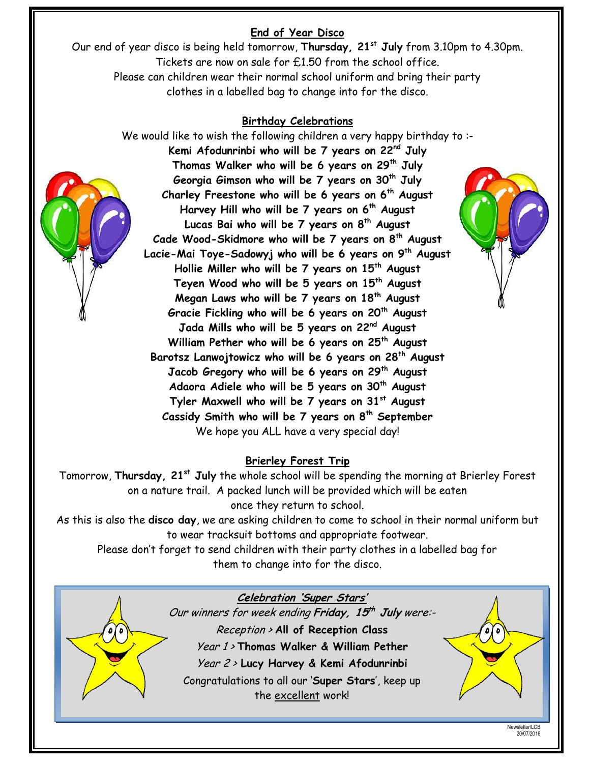## End of Year Disco

Our end of year disco is being held tomorrow, **Thursday, 21st July** from 3.10pm to 4.30pm.
Tickets are now on sale for £1.50 from the school office.
Please can children wear their normal school uniform and bring their party clothes in a labelled bag to change into for the disco.

## Birthday Celebrations

We would like to wish the following children a very happy birthday to :-

**Kemi Afodunrinbi who will be 7 years on 22nd July**
**Thomas Walker who will be 6 years on 29th July**
**Georgia Gimson who will be 7 years on 30th July**
**Charley Freestone who will be 6 years on 6th August**
**Harvey Hill who will be 7 years on 6th August**
**Lucas Bai who will be 7 years on 8th August**
**Cade Wood-Skidmore who will be 7 years on 8th August**
**Lacie-Mai Toye-Sadowyj who will be 6 years on 9th August**
**Hollie Miller who will be 7 years on 15th August**
**Teyen Wood who will be 5 years on 15th August**
**Megan Laws who will be 7 years on 18th August**
**Gracie Fickling who will be 6 years on 20th August**
**Jada Mills who will be 5 years on 22nd August**
**William Pether who will be 6 years on 25th August**
**Barotsz Lanwojtowicz who will be 6 years on 28th August**
**Jacob Gregory who will be 6 years on 29th August**
**Adaora Adiele who will be 5 years on 30th August**
**Tyler Maxwell who will be 7 years on 31st August**
**Cassidy Smith who will be 7 years on 8th September**

We hope you ALL have a very special day!

## Brierley Forest Trip

Tomorrow, **Thursday, 21st July** the whole school will be spending the morning at Brierley Forest on a nature trail. A packed lunch will be provided which will be eaten once they return to school.

As this is also the **disco day**, we are asking children to come to school in their normal uniform but to wear tracksuit bottoms and appropriate footwear.

Please don't forget to send children with their party clothes in a labelled bag for them to change into for the disco.

## *Celebration 'Super Stars'*

*Our winners for week ending* ***Friday, 15th July*** *were:-*

*Reception >* **All of Reception Class**
*Year 1 >* **Thomas Walker & William Pether**
*Year 2 >* **Lucy Harvey & Kemi Afodunrinbi**

Congratulations to all our '**Super Stars**', keep up the excellent work!

Newsletter/LCB
20/07/2016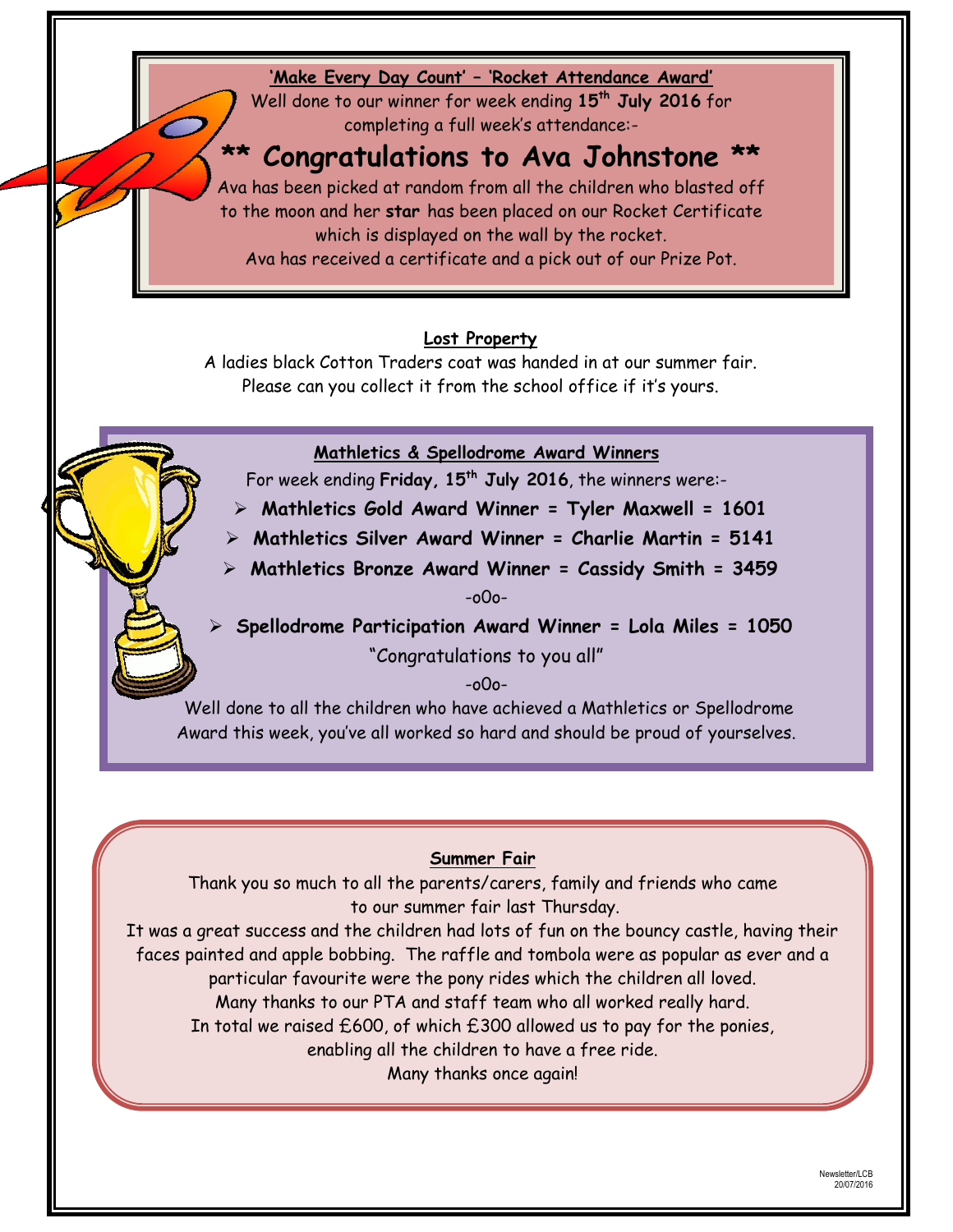## 'Make Every Day Count' – 'Rocket Attendance Award'

Well done to our winner for week ending **15th July 2016** for completing a full week's attendance:-

# ** Congratulations to Ava Johnstone **

Ava has been picked at random from all the children who blasted off to the moon and her **star** has been placed on our Rocket Certificate which is displayed on the wall by the rocket.

Ava has received a certificate and a pick out of our Prize Pot.

## Lost Property

A ladies black Cotton Traders coat was handed in at our summer fair. Please can you collect it from the school office if it's yours.

## Mathletics & Spellodrome Award Winners

For week ending **Friday, 15th July 2016**, the winners were:-

- **Mathletics Gold Award Winner = Tyler Maxwell = 1601**
- **Mathletics Silver Award Winner = Charlie Martin = 5141**
- **Mathletics Bronze Award Winner = Cassidy Smith = 3459**

-oOo-

- **Spellodrome Participation Award Winner = Lola Miles = 1050**

"Congratulations to you all"

-oOo-

Well done to all the children who have achieved a Mathletics or Spellodrome Award this week, you've all worked so hard and should be proud of yourselves.

## Summer Fair

Thank you so much to all the parents/carers, family and friends who came to our summer fair last Thursday.

It was a great success and the children had lots of fun on the bouncy castle, having their faces painted and apple bobbing. The raffle and tombola were as popular as ever and a particular favourite were the pony rides which the children all loved.

Many thanks to our PTA and staff team who all worked really hard.

In total we raised £600, of which £300 allowed us to pay for the ponies, enabling all the children to have a free ride.

Many thanks once again!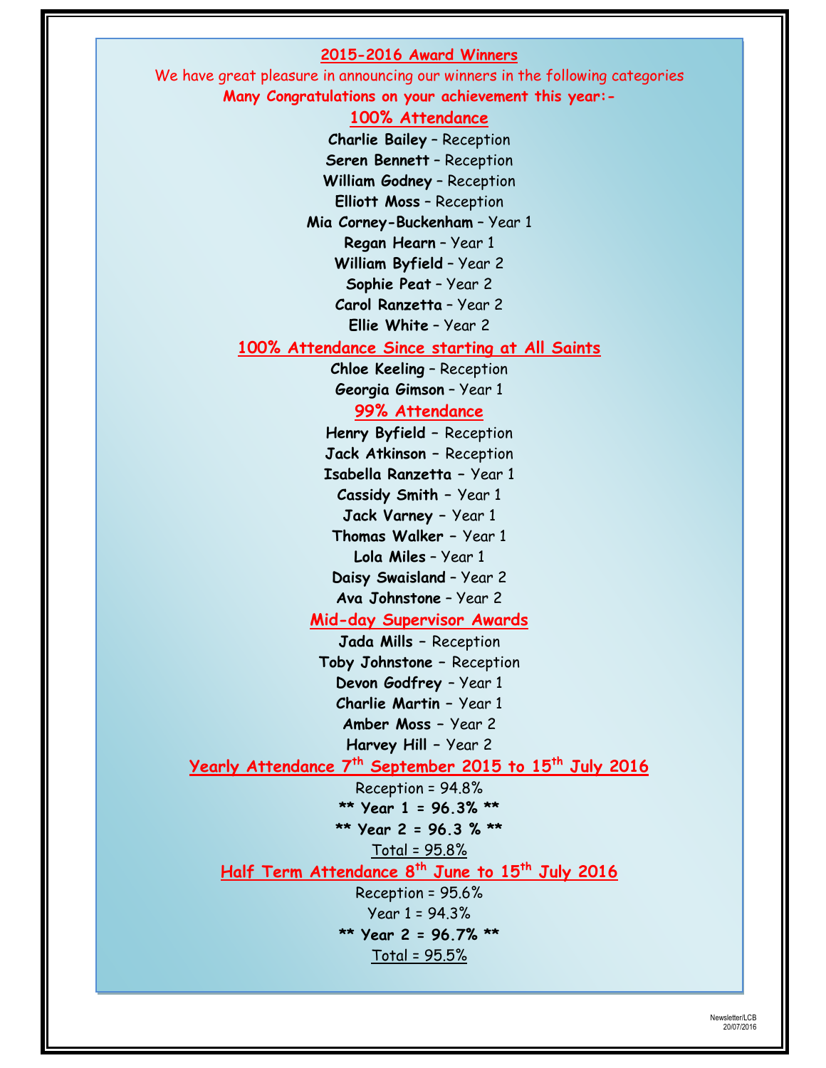## 2015-2016 Award Winners

We have great pleasure in announcing our winners in the following categories

**Many Congratulations on your achievement this year:-**

### 100% Attendance

**Charlie Bailey** – Reception
**Seren Bennett** – Reception
**William Godney** – Reception
**Elliott Moss** – Reception
**Mia Corney-Buckenham** – Year 1
**Regan Hearn** – Year 1
**William Byfield** – Year 2
**Sophie Peat** – Year 2
**Carol Ranzetta** – Year 2
**Ellie White** – Year 2

### 100% Attendance Since starting at All Saints

**Chloe Keeling** – Reception
**Georgia Gimson** – Year 1

### 99% Attendance

**Henry Byfield –** Reception
**Jack Atkinson –** Reception
**Isabella Ranzetta –** Year 1
**Cassidy Smith –** Year 1
**Jack Varney –** Year 1
**Thomas Walker –** Year 1
**Lola Miles** – Year 1
**Daisy Swaisland** – Year 2
**Ava Johnstone** – Year 2

### Mid-day Supervisor Awards

**Jada Mills –** Reception
**Toby Johnstone –** Reception
**Devon Godfrey** – Year 1
**Charlie Martin** – Year 1
**Amber Moss** – Year 2
**Harvey Hill** – Year 2

### Yearly Attendance 7th September 2015 to 15th July 2016

Reception = 94.8%
**\*\* Year 1 = 96.3% \*\***
**\*\* Year 2 = 96.3 % \*\***
Total = 95.8%

### Half Term Attendance 8th June to 15th July 2016

Reception = 95.6%
Year 1 = 94.3%
**\*\* Year 2 = 96.7% \*\***
Total = 95.5%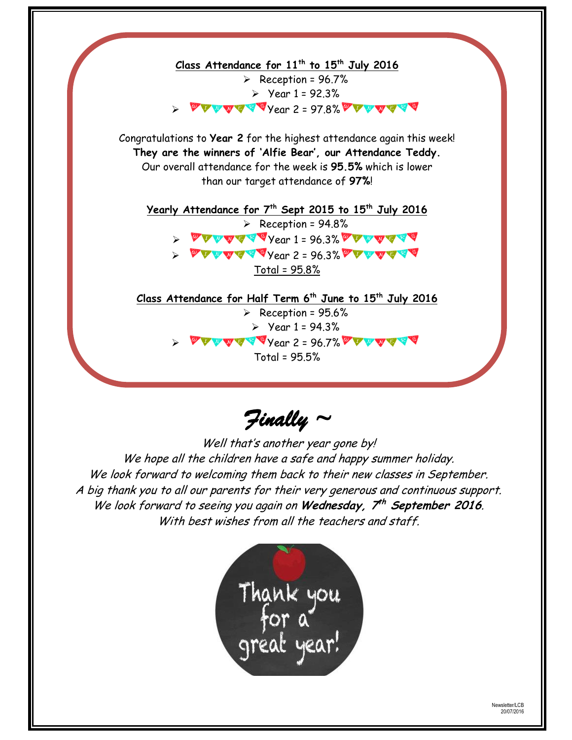**Class Attendance for 11th to 15th July 2016**

- Reception = 96.7%
- Year 1 = 92.3%
- WINNERS Year 2 = 97.8% WINNERS

Congratulations to **Year 2** for the highest attendance again this week!
**They are the winners of 'Alfie Bear', our Attendance Teddy.**
Our overall attendance for the week is **95.5%** which is lower than our target attendance of **97%**!

**Yearly Attendance for 7th Sept 2015 to 15th July 2016**

- Reception = 94.8%
- WINNERS Year 1 = 96.3% WINNERS
- WINNERS Year 2 = 96.3% WINNERS

Total = 95.8%

**Class Attendance for Half Term 6th June to 15th July 2016**

- Reception = 95.6%
- Year 1 = 94.3%
- WINNERS Year 2 = 96.7% WINNERS

Total = 95.5%

# *Finally ~*

*Well that's another year gone by!*
*We hope all the children have a safe and happy summer holiday.*
*We look forward to welcoming them back to their new classes in September.*
*A big thank you to all our parents for their very generous and continuous support.*
*We look forward to seeing you again on* ***Wednesday, 7th September 2016****.*
*With best wishes from all the teachers and staff.*

Thank you for a great year!

Newsletter/LCB
20/07/2016